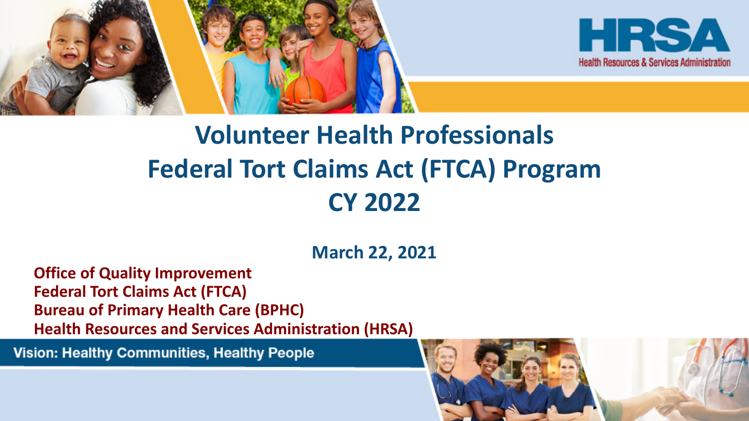HRSA

Health Resources & Services Administration

# Volunteer Health Professionals Federal Tort Claims Act (FTCA) Program CY 2022

**March 22, 2021**

**Office of Quality Improvement**
**Federal Tort Claims Act (FTCA)**
**Bureau of Primary Health Care (BPHC)**
**Health Resources and Services Administration (HRSA)**

**Vision: Healthy Communities, Healthy People**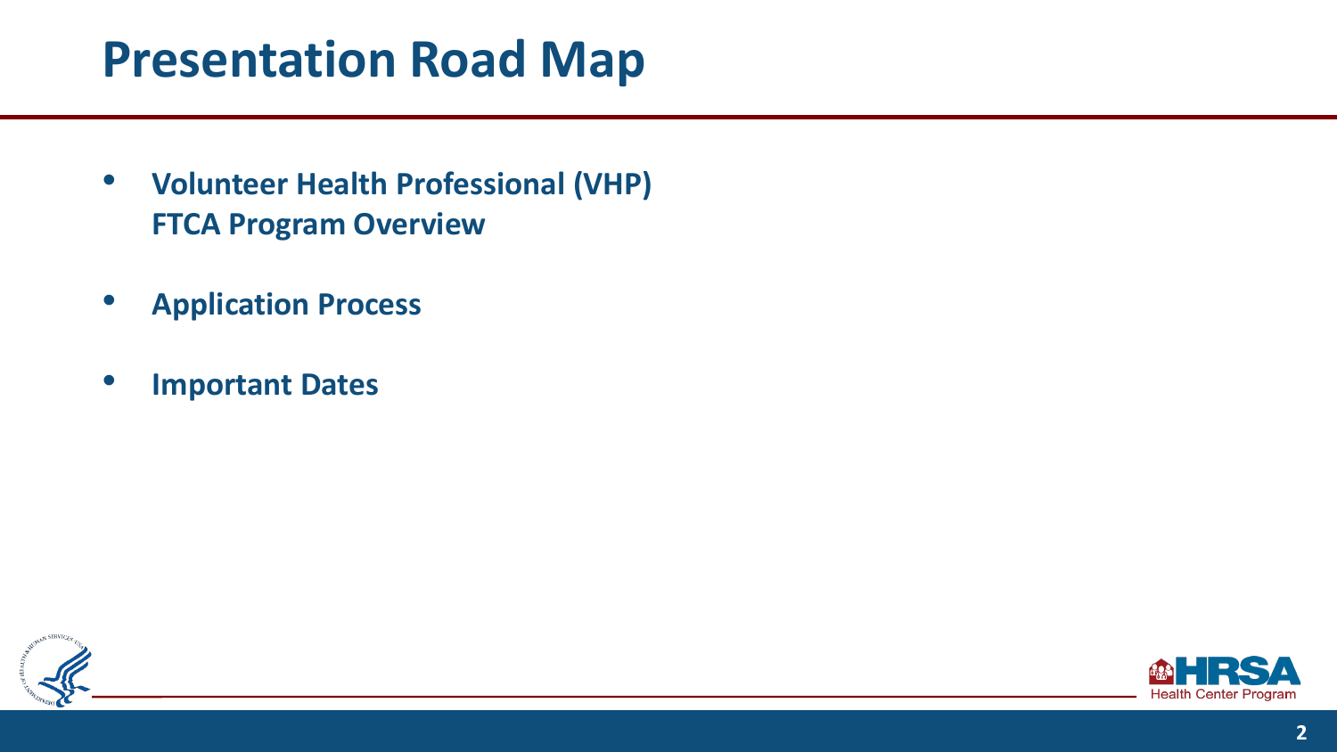# Presentation Road Map

- **Volunteer Health Professional (VHP) FTCA Program Overview**
- **Application Process**
- **Important Dates**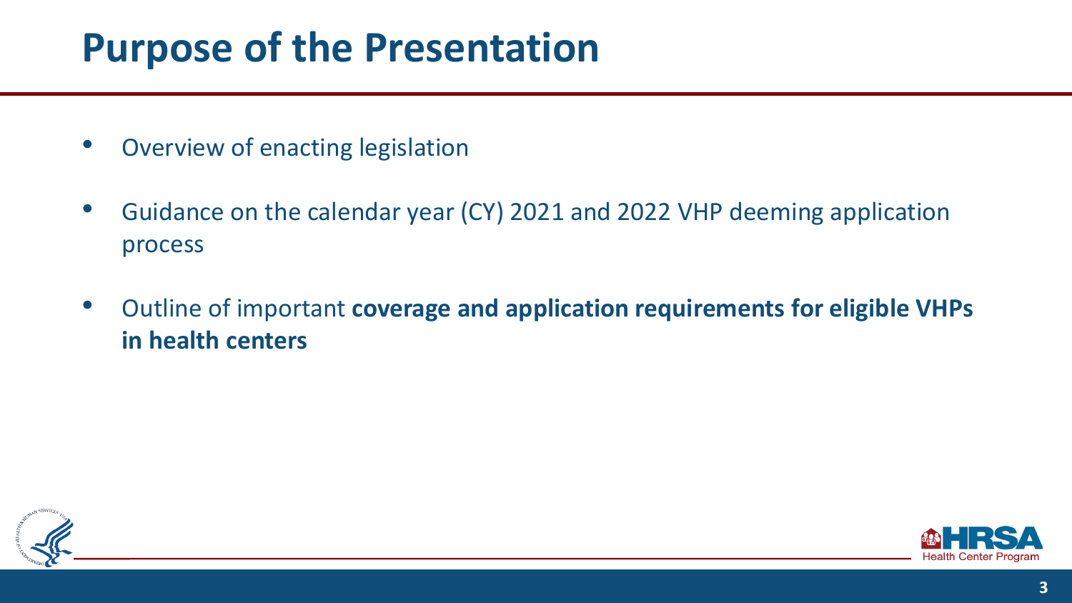# Purpose of the Presentation

- Overview of enacting legislation
- Guidance on the calendar year (CY) 2021 and 2022 VHP deeming application process
- Outline of important **coverage and application requirements for eligible VHPs in health centers**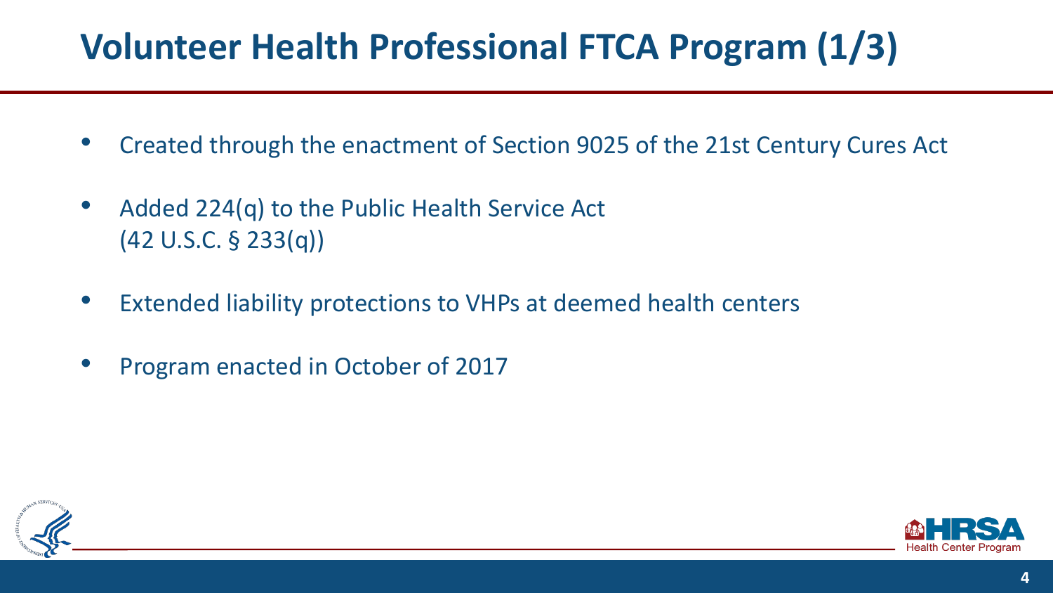# Volunteer Health Professional FTCA Program (1/3)

- Created through the enactment of Section 9025 of the 21st Century Cures Act
- Added 224(q) to the Public Health Service Act (42 U.S.C. § 233(q))
- Extended liability protections to VHPs at deemed health centers
- Program enacted in October of 2017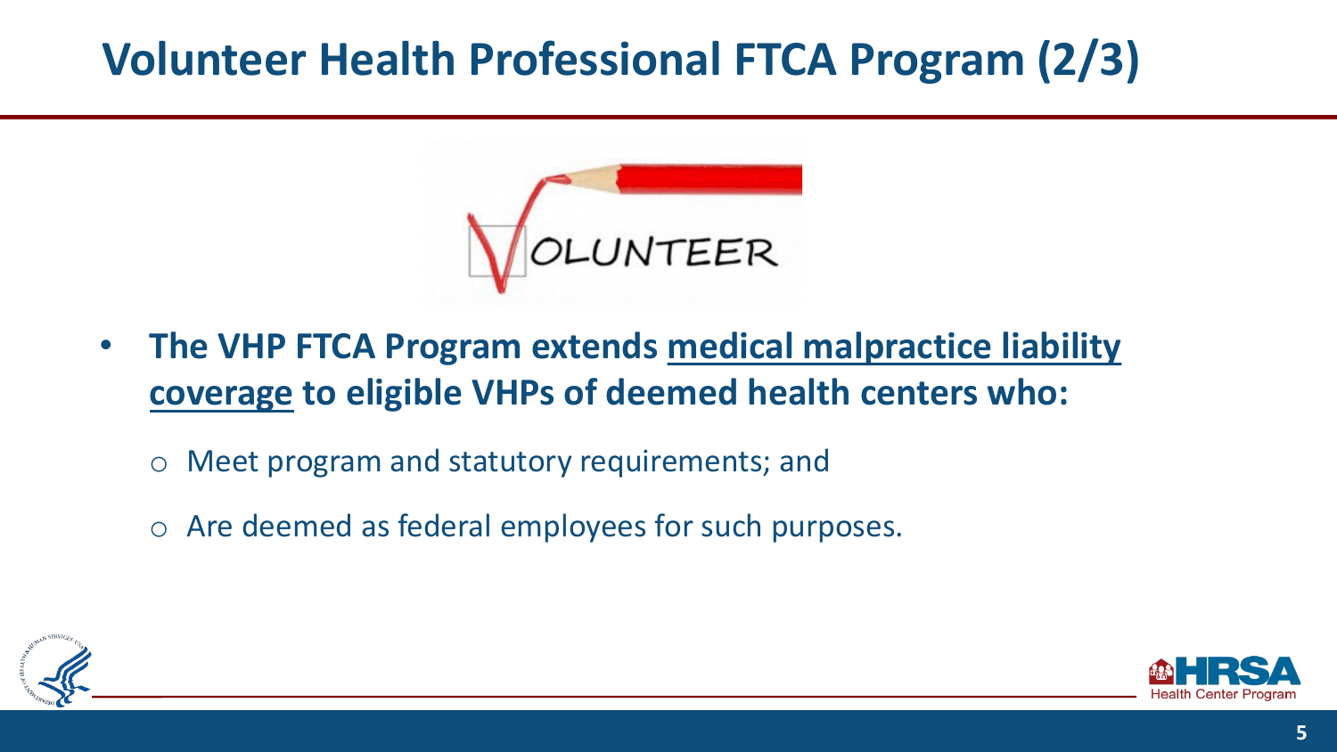# Volunteer Health Professional FTCA Program (2/3)

- **The VHP FTCA Program extends <u>medical malpractice liability coverage</u> to eligible VHPs of deemed health centers who:**
  - Meet program and statutory requirements; and
  - Are deemed as federal employees for such purposes.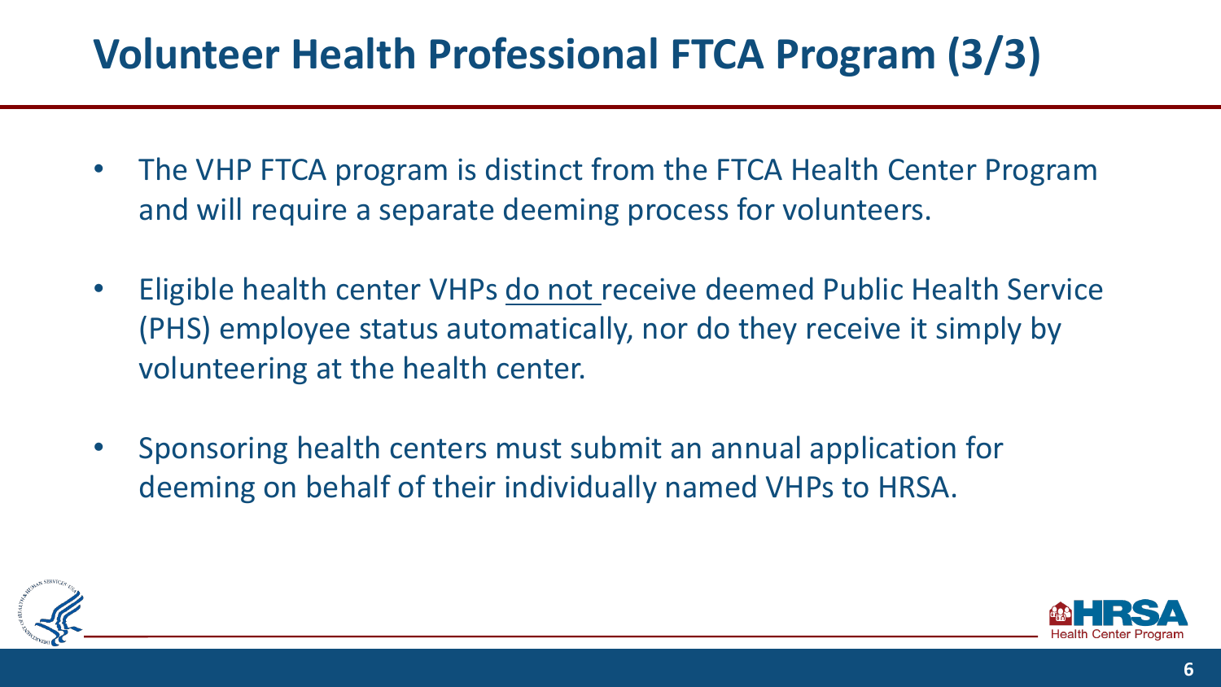# Volunteer Health Professional FTCA Program (3/3)

- The VHP FTCA program is distinct from the FTCA Health Center Program and will require a separate deeming process for volunteers.
- Eligible health center VHPs <u>do not</u> receive deemed Public Health Service (PHS) employee status automatically, nor do they receive it simply by volunteering at the health center.
- Sponsoring health centers must submit an annual application for deeming on behalf of their individually named VHPs to HRSA.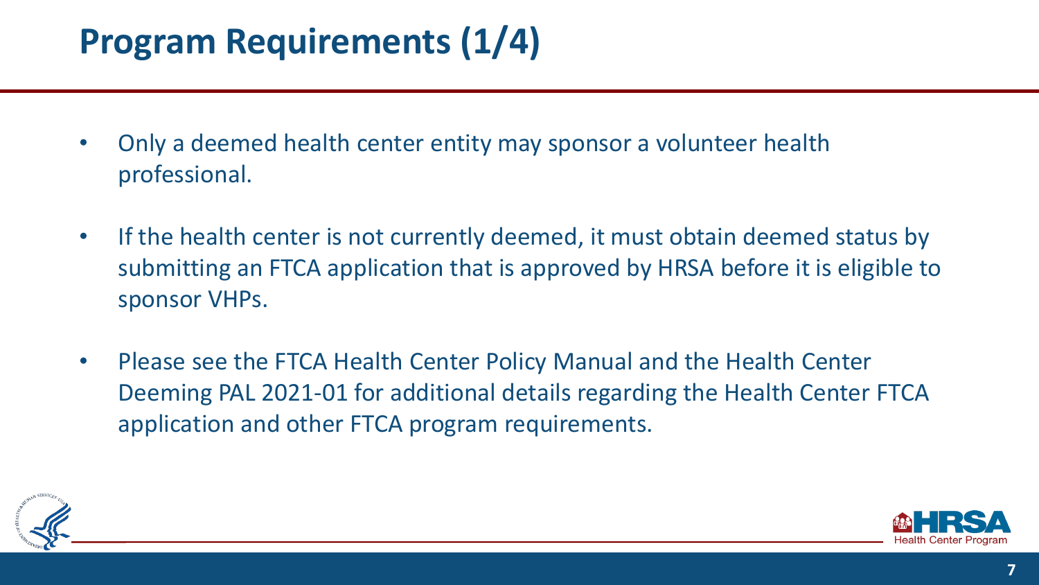# Program Requirements (1/4)

- Only a deemed health center entity may sponsor a volunteer health professional.
- If the health center is not currently deemed, it must obtain deemed status by submitting an FTCA application that is approved by HRSA before it is eligible to sponsor VHPs.
- Please see the FTCA Health Center Policy Manual and the Health Center Deeming PAL 2021-01 for additional details regarding the Health Center FTCA application and other FTCA program requirements.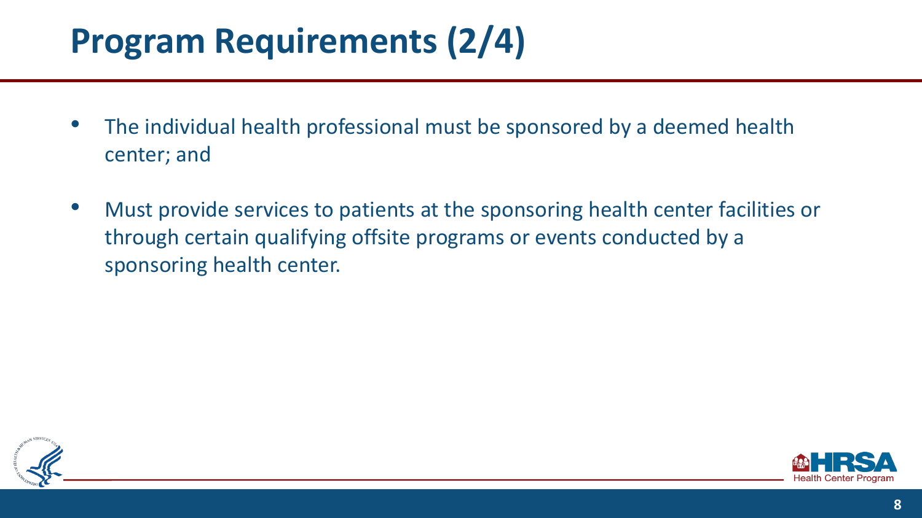# Program Requirements (2/4)

- The individual health professional must be sponsored by a deemed health center; and
- Must provide services to patients at the sponsoring health center facilities or through certain qualifying offsite programs or events conducted by a sponsoring health center.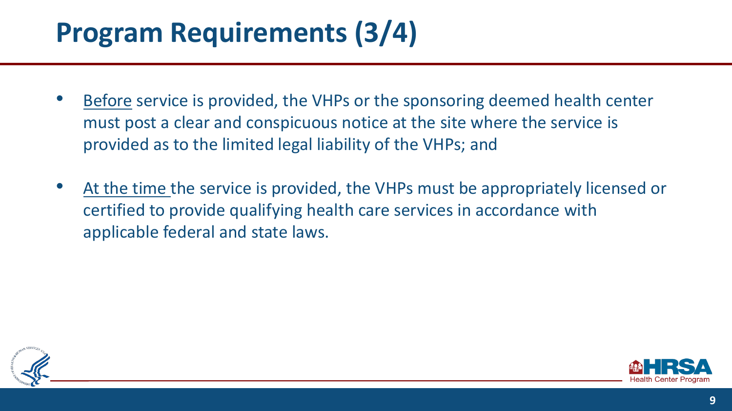# Program Requirements (3/4)

- Before service is provided, the VHPs or the sponsoring deemed health center must post a clear and conspicuous notice at the site where the service is provided as to the limited legal liability of the VHPs; and
- At the time the service is provided, the VHPs must be appropriately licensed or certified to provide qualifying health care services in accordance with applicable federal and state laws.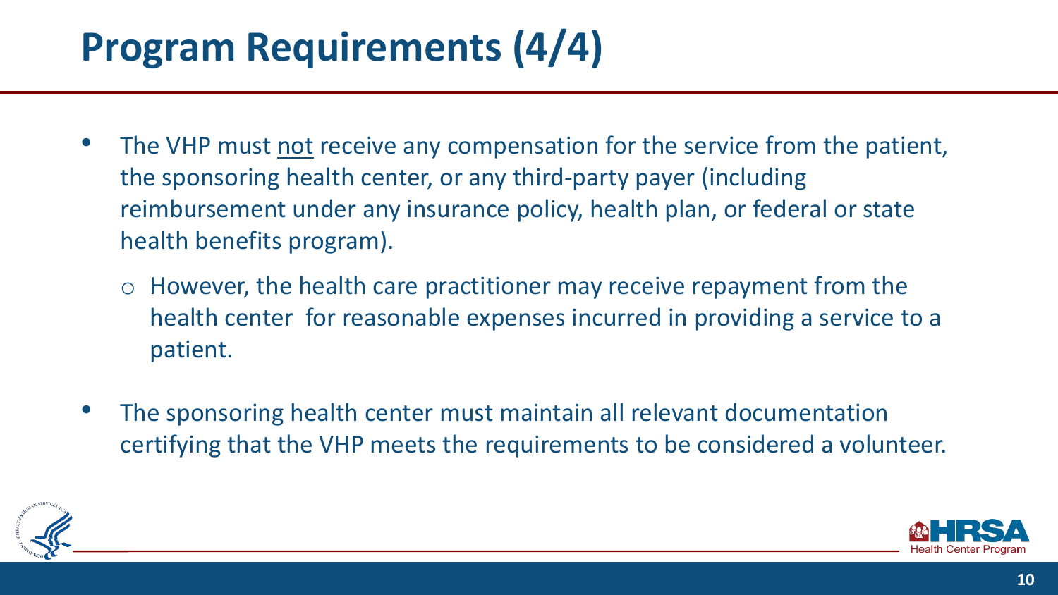# Program Requirements (4/4)

- The VHP must <u>not</u> receive any compensation for the service from the patient, the sponsoring health center, or any third-party payer (including reimbursement under any insurance policy, health plan, or federal or state health benefits program).
  - However, the health care practitioner may receive repayment from the health center for reasonable expenses incurred in providing a service to a patient.
- The sponsoring health center must maintain all relevant documentation certifying that the VHP meets the requirements to be considered a volunteer.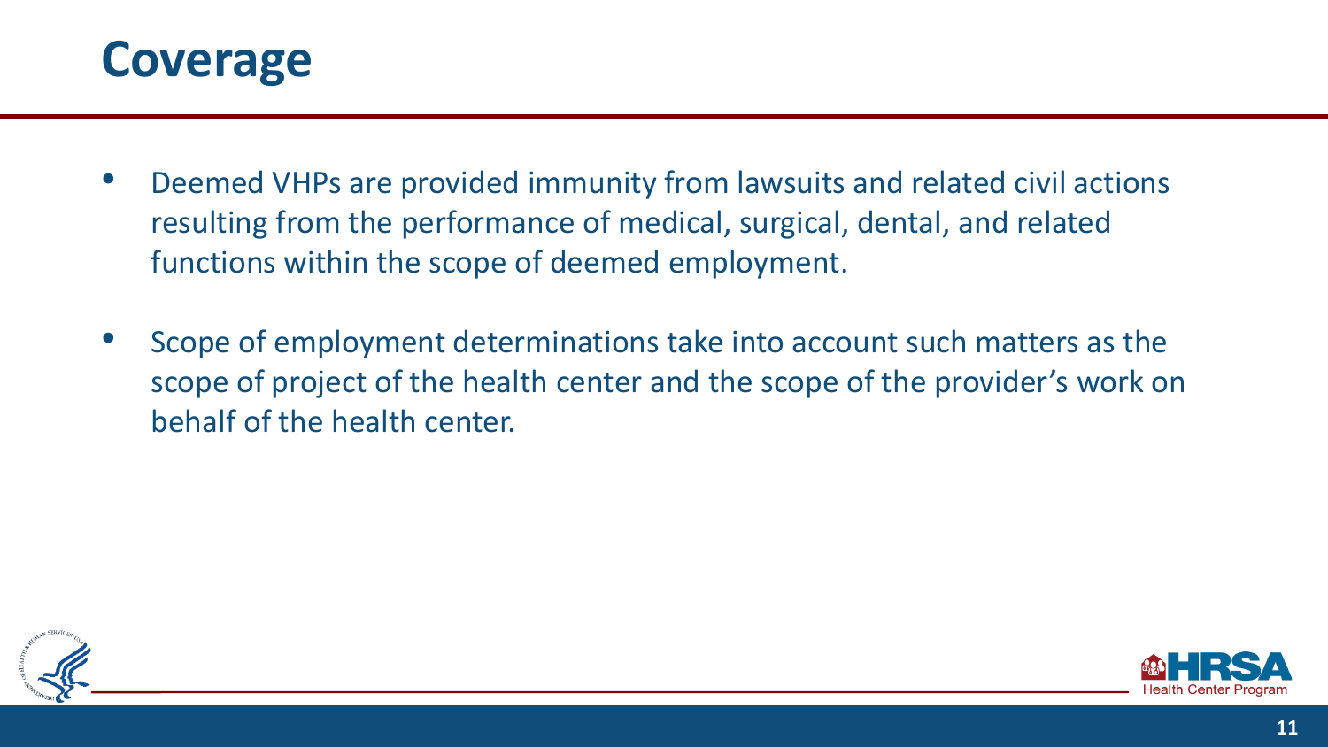# Coverage

- Deemed VHPs are provided immunity from lawsuits and related civil actions resulting from the performance of medical, surgical, dental, and related functions within the scope of deemed employment.
- Scope of employment determinations take into account such matters as the scope of project of the health center and the scope of the provider's work on behalf of the health center.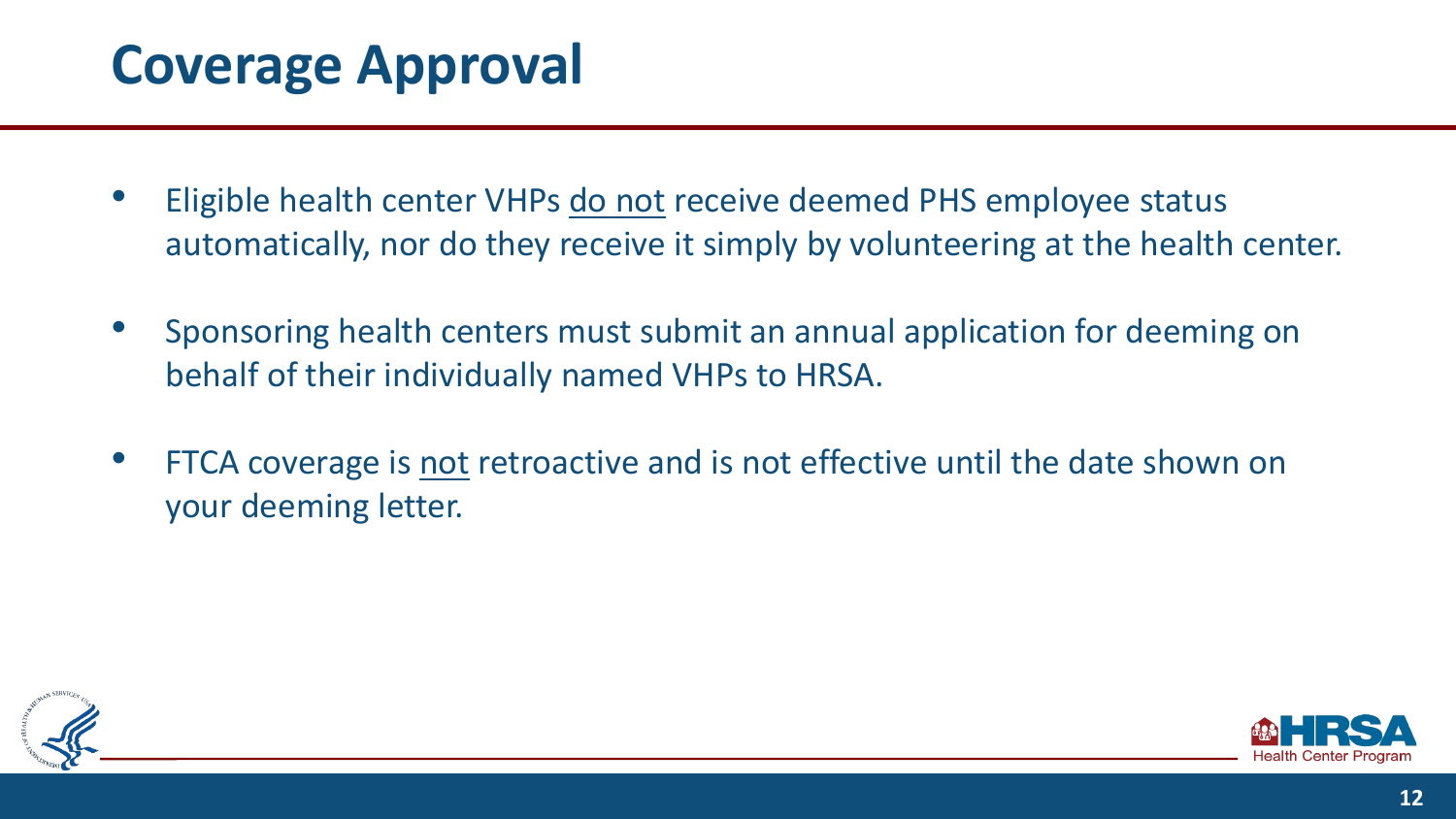# Coverage Approval

- Eligible health center VHPs do not receive deemed PHS employee status automatically, nor do they receive it simply by volunteering at the health center.
- Sponsoring health centers must submit an annual application for deeming on behalf of their individually named VHPs to HRSA.
- FTCA coverage is not retroactive and is not effective until the date shown on your deeming letter.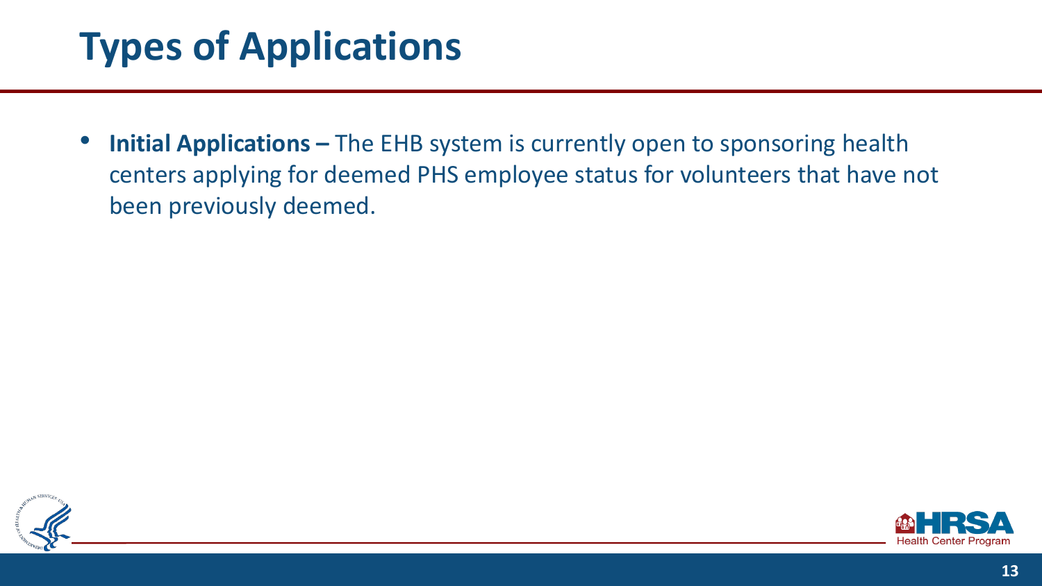# Types of Applications

- **Initial Applications –** The EHB system is currently open to sponsoring health centers applying for deemed PHS employee status for volunteers that have not been previously deemed.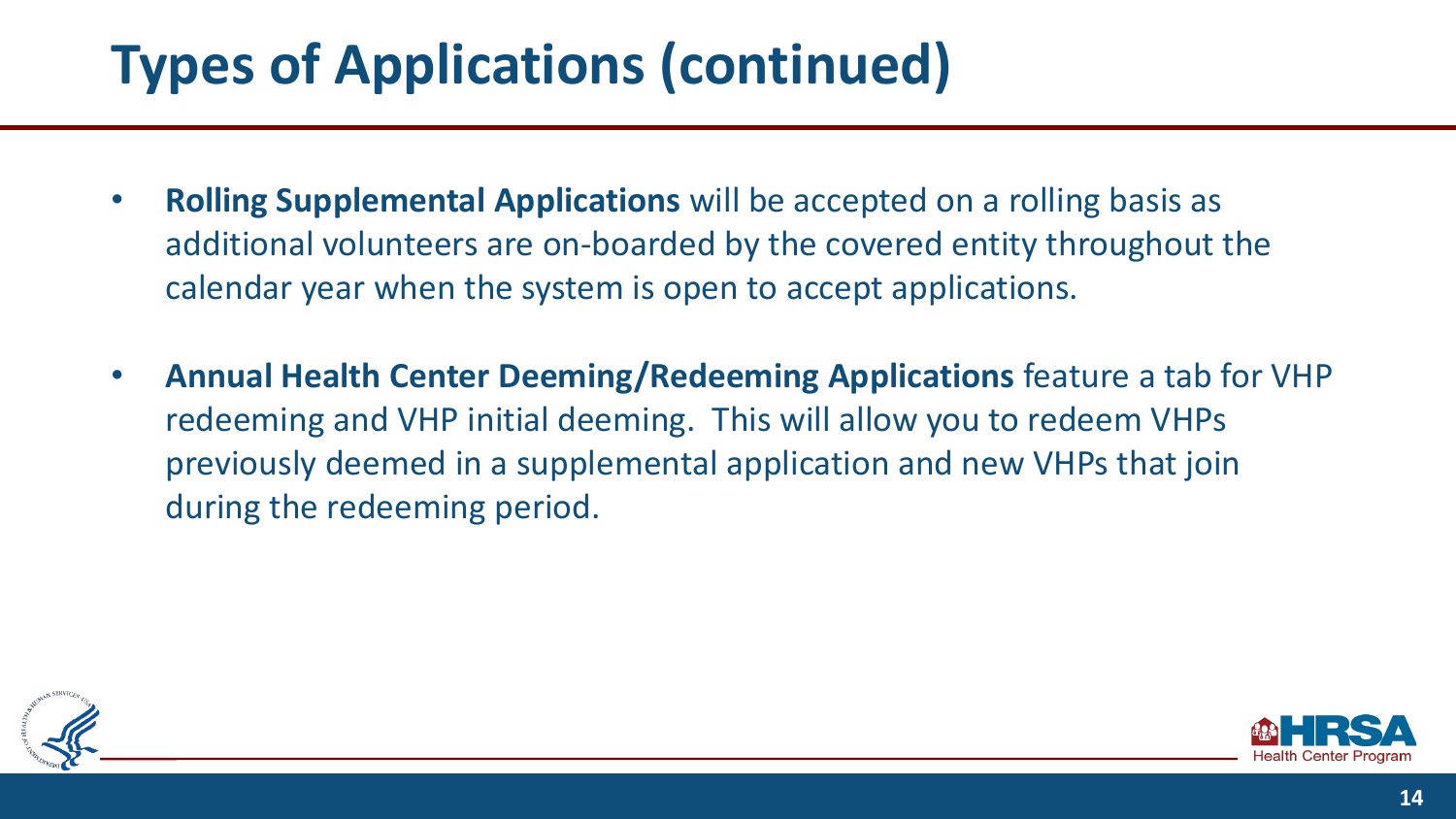# Types of Applications (continued)

- **Rolling Supplemental Applications** will be accepted on a rolling basis as additional volunteers are on-boarded by the covered entity throughout the calendar year when the system is open to accept applications.
- **Annual Health Center Deeming/Redeeming Applications** feature a tab for VHP redeeming and VHP initial deeming. This will allow you to redeem VHPs previously deemed in a supplemental application and new VHPs that join during the redeeming period.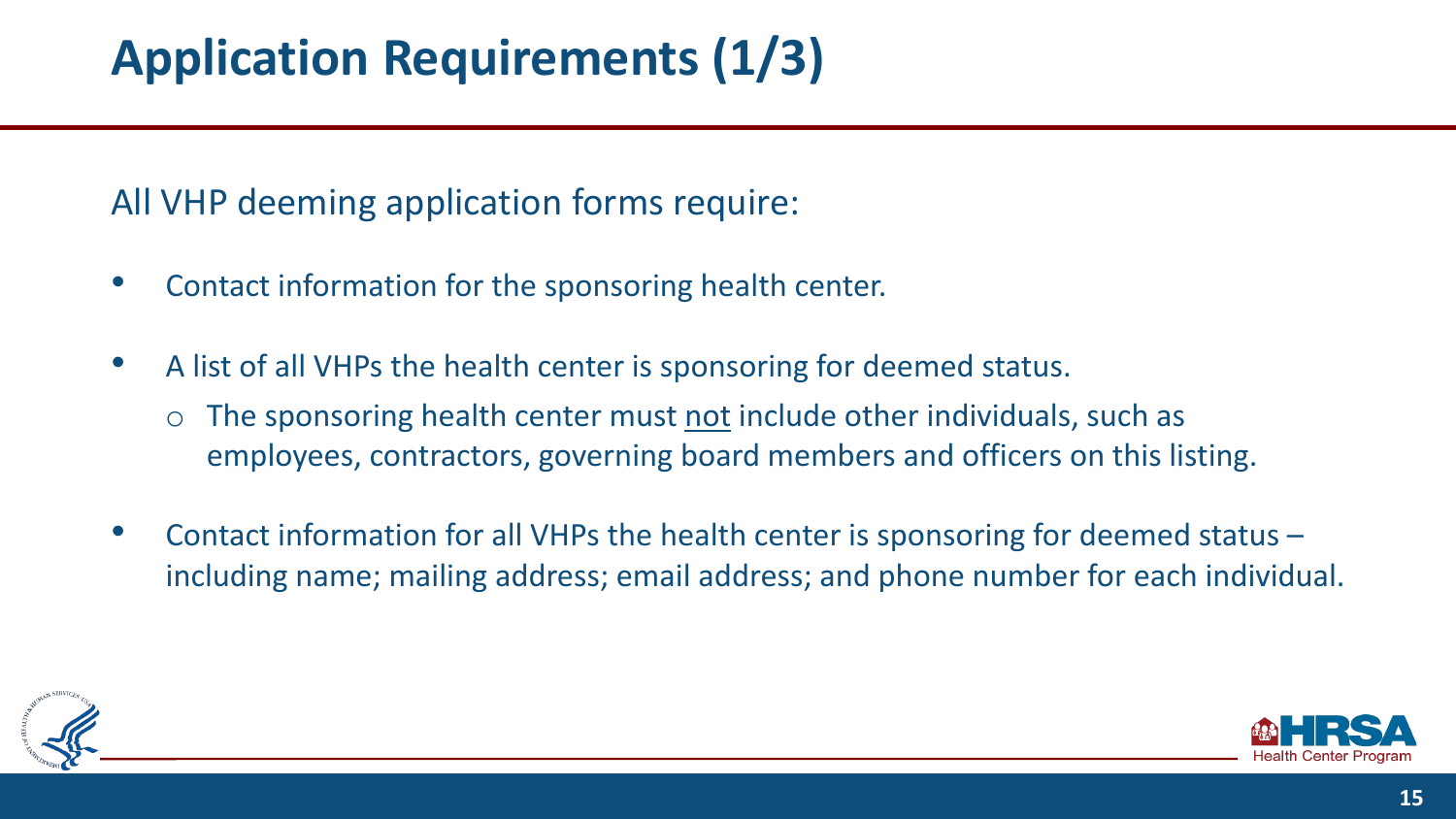# Application Requirements (1/3)

All VHP deeming application forms require:

- Contact information for the sponsoring health center.
- A list of all VHPs the health center is sponsoring for deemed status.
  - The sponsoring health center must <u>not</u> include other individuals, such as employees, contractors, governing board members and officers on this listing.
- Contact information for all VHPs the health center is sponsoring for deemed status – including name; mailing address; email address; and phone number for each individual.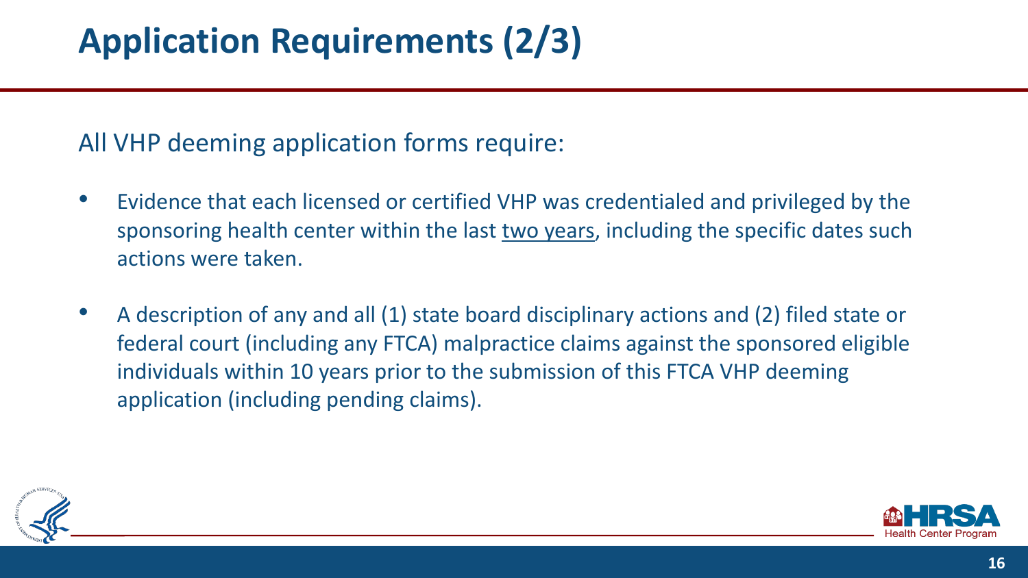# Application Requirements (2/3)

All VHP deeming application forms require:

- Evidence that each licensed or certified VHP was credentialed and privileged by the sponsoring health center within the last <u>two years</u>, including the specific dates such actions were taken.
- A description of any and all (1) state board disciplinary actions and (2) filed state or federal court (including any FTCA) malpractice claims against the sponsored eligible individuals within 10 years prior to the submission of this FTCA VHP deeming application (including pending claims).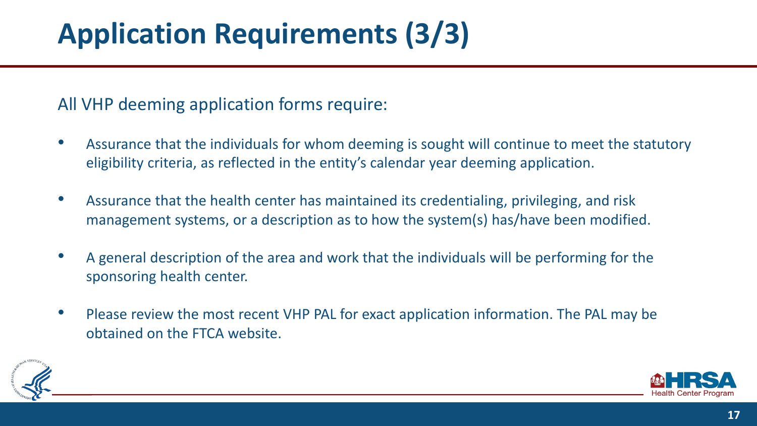# Application Requirements (3/3)

All VHP deeming application forms require:

- Assurance that the individuals for whom deeming is sought will continue to meet the statutory eligibility criteria, as reflected in the entity's calendar year deeming application.
- Assurance that the health center has maintained its credentialing, privileging, and risk management systems, or a description as to how the system(s) has/have been modified.
- A general description of the area and work that the individuals will be performing for the sponsoring health center.
- Please review the most recent VHP PAL for exact application information. The PAL may be obtained on the FTCA website.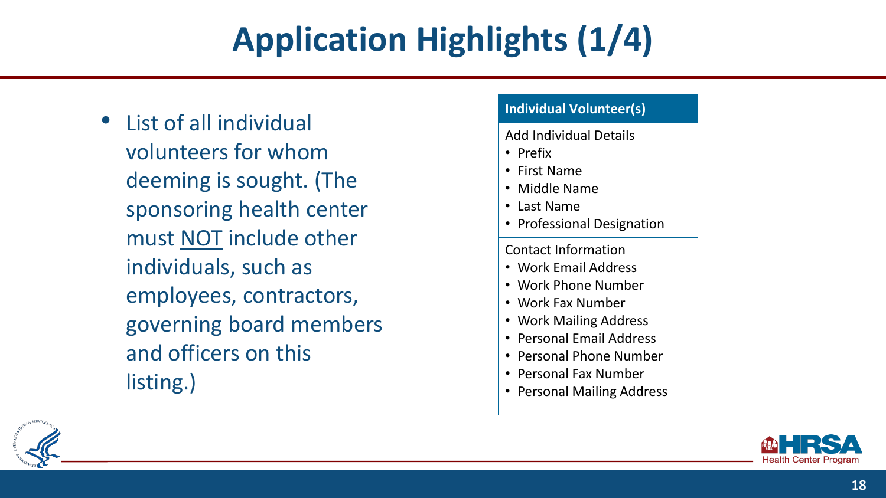# Application Highlights (1/4)

- List of all individual volunteers for whom deeming is sought. (The sponsoring health center must NOT include other individuals, such as employees, contractors, governing board members and officers on this listing.)

**Individual Volunteer(s)**

Add Individual Details

- Prefix
- First Name
- Middle Name
- Last Name
- Professional Designation

Contact Information

- Work Email Address
- Work Phone Number
- Work Fax Number
- Work Mailing Address
- Personal Email Address
- Personal Phone Number
- Personal Fax Number
- Personal Mailing Address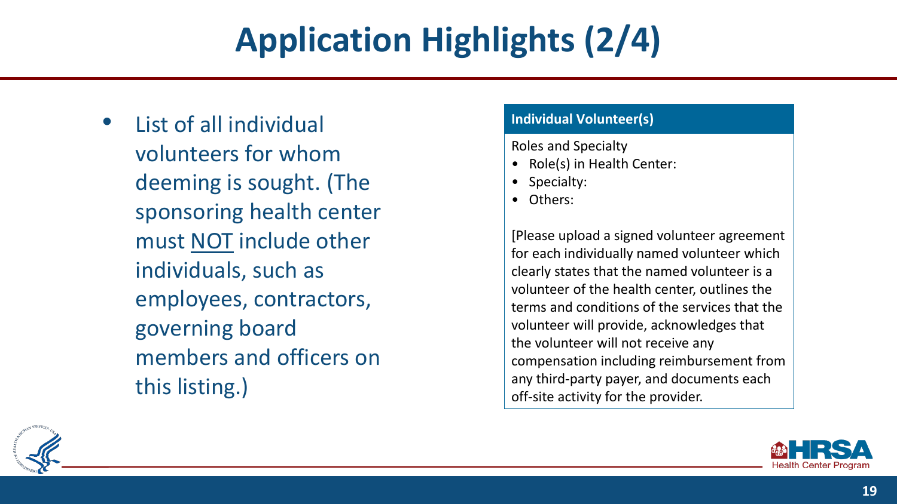# Application Highlights (2/4)

- List of all individual volunteers for whom deeming is sought. (The sponsoring health center must <u>NOT</u> include other individuals, such as employees, contractors, governing board members and officers on this listing.)

| **Individual Volunteer(s)** |
| --- |
| Roles and Specialty<br>• Role(s) in Health Center:<br>• Specialty:<br>• Others:<br><br>[Please upload a signed volunteer agreement for each individually named volunteer which clearly states that the named volunteer is a volunteer of the health center, outlines the terms and conditions of the services that the volunteer will provide, acknowledges that the volunteer will not receive any compensation including reimbursement from any third-party payer, and documents each off-site activity for the provider. |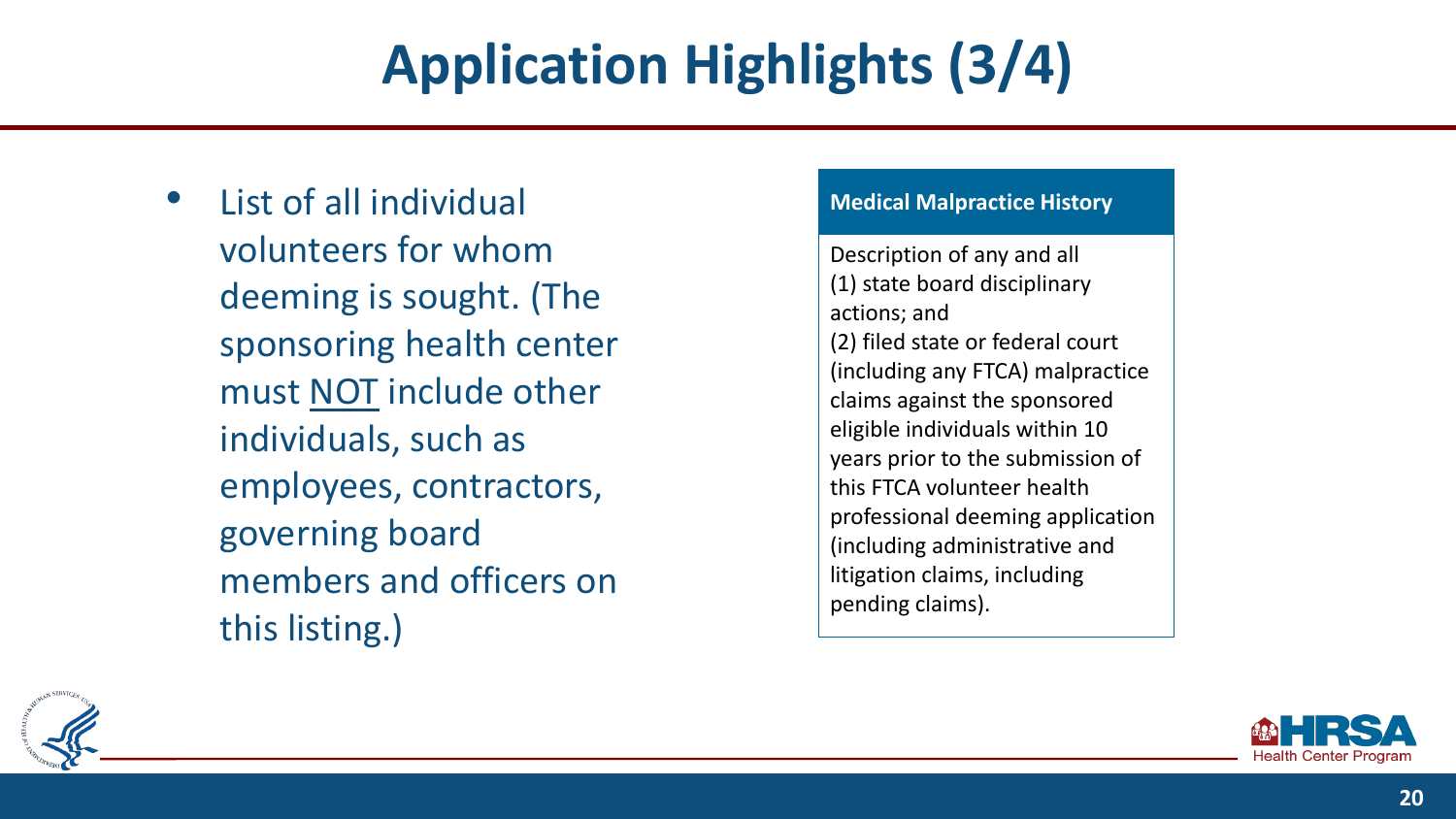# Application Highlights (3/4)

- List of all individual volunteers for whom deeming is sought. (The sponsoring health center must <u>NOT</u> include other individuals, such as employees, contractors, governing board members and officers on this listing.)

**Medical Malpractice History**

Description of any and all
(1) state board disciplinary actions; and
(2) filed state or federal court (including any FTCA) malpractice claims against the sponsored eligible individuals within 10 years prior to the submission of this FTCA volunteer health professional deeming application (including administrative and litigation claims, including pending claims).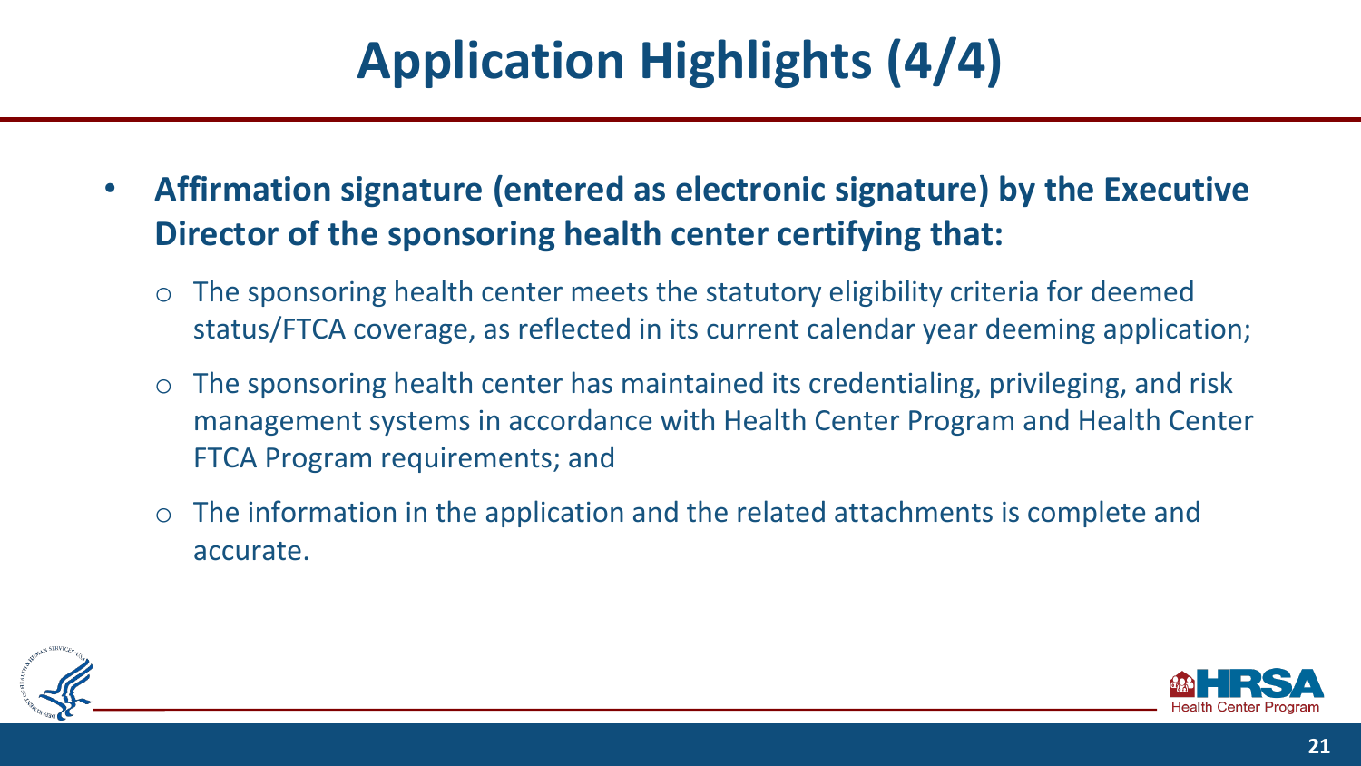# Application Highlights (4/4)

- **Affirmation signature (entered as electronic signature) by the Executive Director of the sponsoring health center certifying that:**
  - The sponsoring health center meets the statutory eligibility criteria for deemed status/FTCA coverage, as reflected in its current calendar year deeming application;
  - The sponsoring health center has maintained its credentialing, privileging, and risk management systems in accordance with Health Center Program and Health Center FTCA Program requirements; and
  - The information in the application and the related attachments is complete and accurate.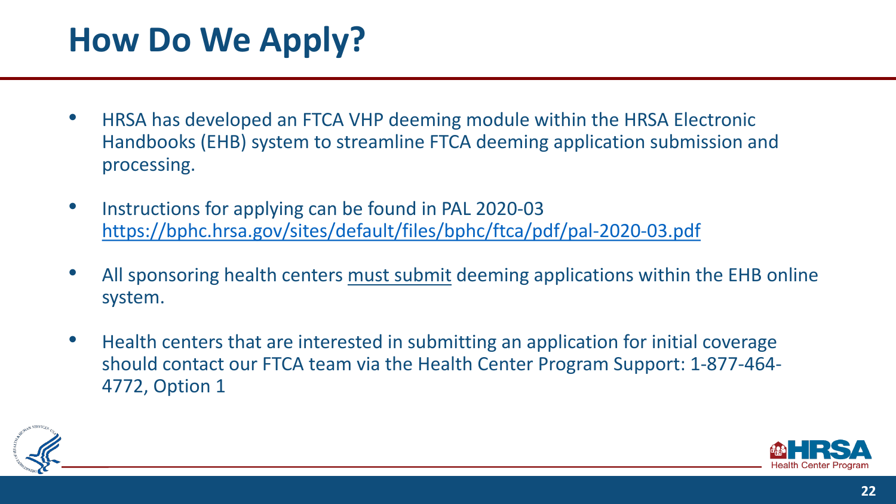# How Do We Apply?

- HRSA has developed an FTCA VHP deeming module within the HRSA Electronic Handbooks (EHB) system to streamline FTCA deeming application submission and processing.
- Instructions for applying can be found in PAL 2020-03 https://bphc.hrsa.gov/sites/default/files/bphc/ftca/pdf/pal-2020-03.pdf
- All sponsoring health centers must submit deeming applications within the EHB online system.
- Health centers that are interested in submitting an application for initial coverage should contact our FTCA team via the Health Center Program Support: 1-877-464-4772, Option 1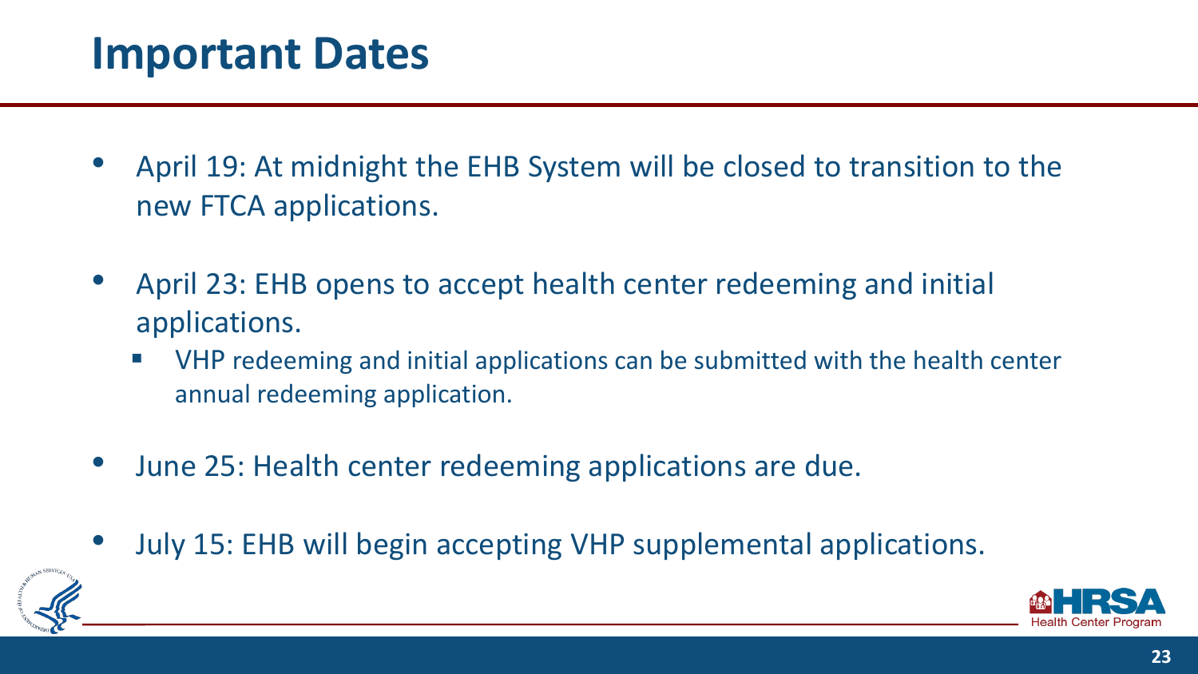# Important Dates

- April 19: At midnight the EHB System will be closed to transition to the new FTCA applications.
- April 23: EHB opens to accept health center redeeming and initial applications.
  - VHP redeeming and initial applications can be submitted with the health center annual redeeming application.
- June 25: Health center redeeming applications are due.
- July 15: EHB will begin accepting VHP supplemental applications.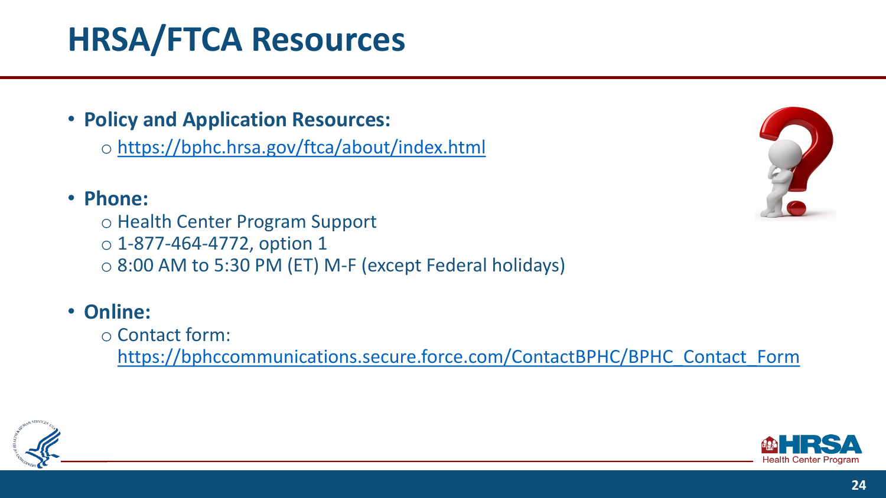# HRSA/FTCA Resources

- **Policy and Application Resources:**
  - https://bphc.hrsa.gov/ftca/about/index.html
- **Phone:**
  - Health Center Program Support
  - 1-877-464-4772, option 1
  - 8:00 AM to 5:30 PM (ET) M-F (except Federal holidays)
- **Online:**
  - Contact form: https://bphccommunications.secure.force.com/ContactBPHC/BPHC_Contact_Form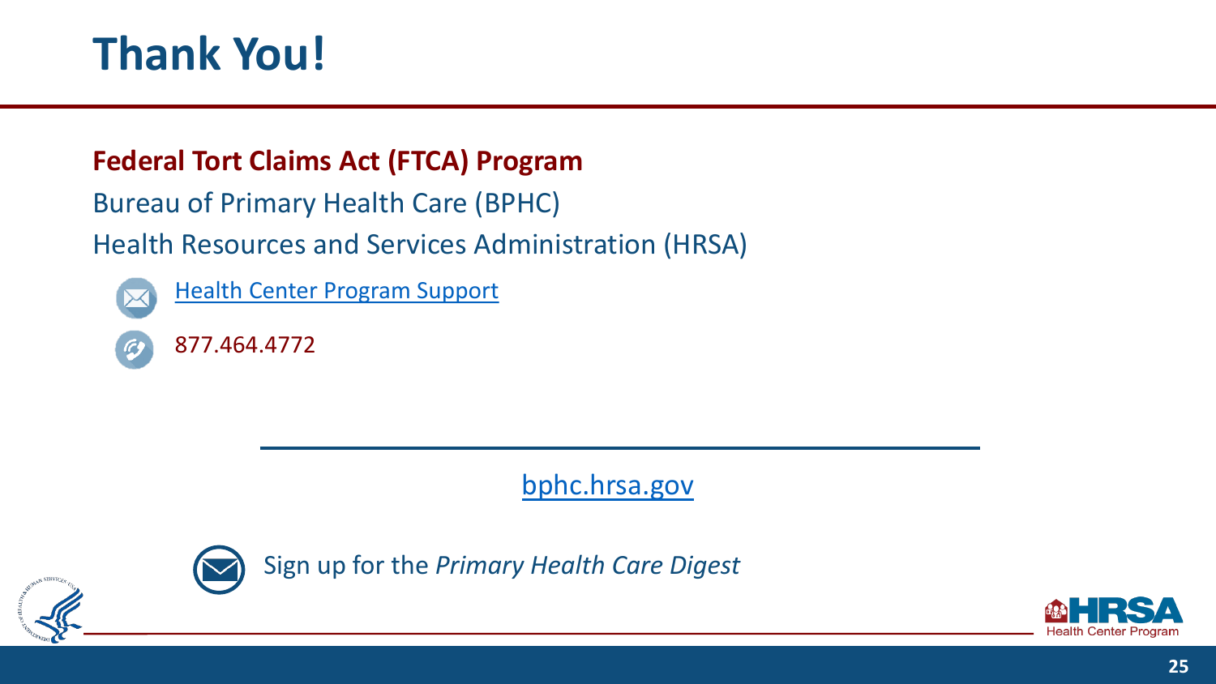# Thank You!

**Federal Tort Claims Act (FTCA) Program**

Bureau of Primary Health Care (BPHC)

Health Resources and Services Administration (HRSA)

Health Center Program Support

877.464.4772

bphc.hrsa.gov

Sign up for the *Primary Health Care Digest*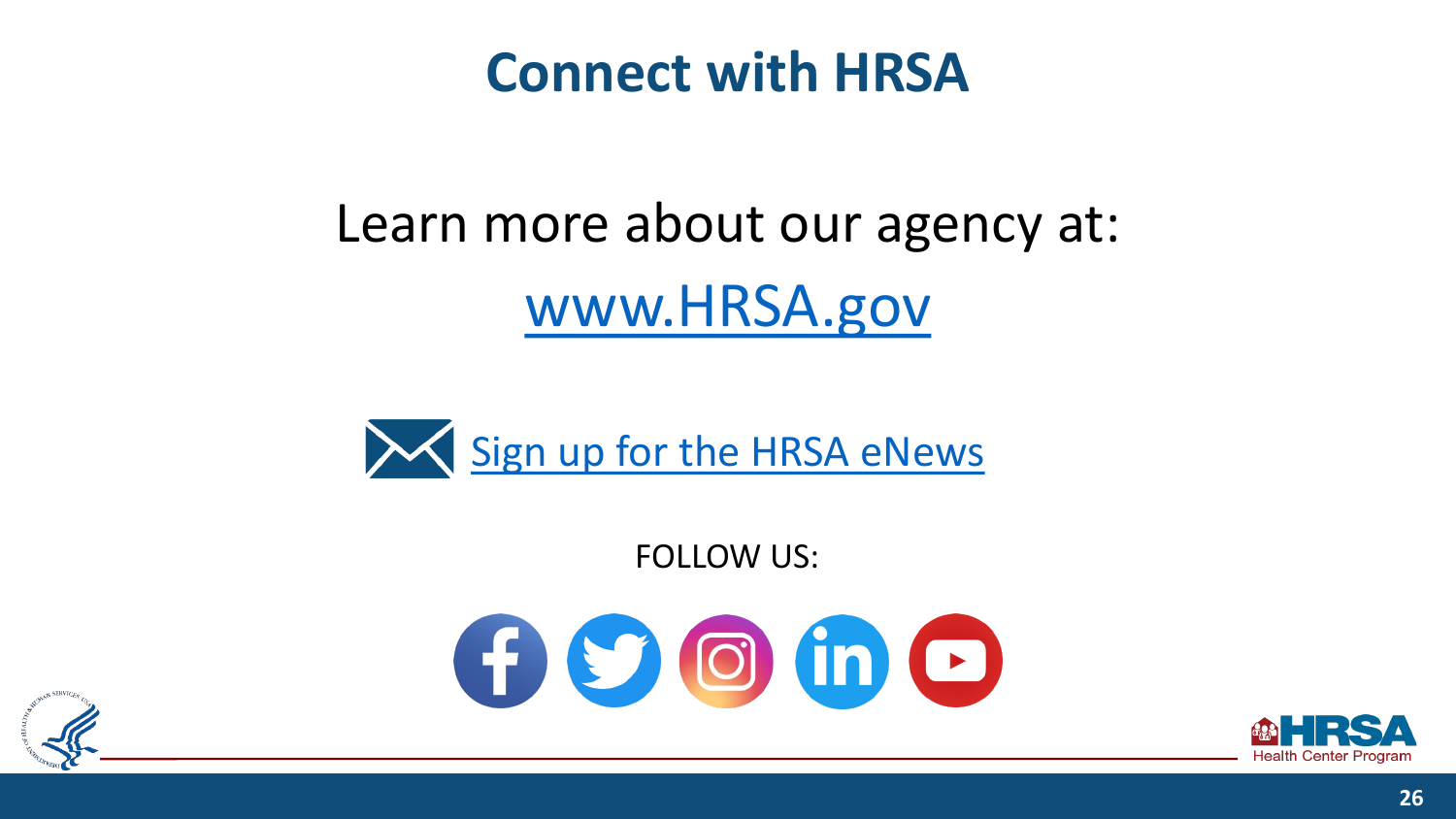# Connect with HRSA

Learn more about our agency at:

[www.HRSA.gov](http://www.HRSA.gov)

Sign up for the HRSA eNews

FOLLOW US: